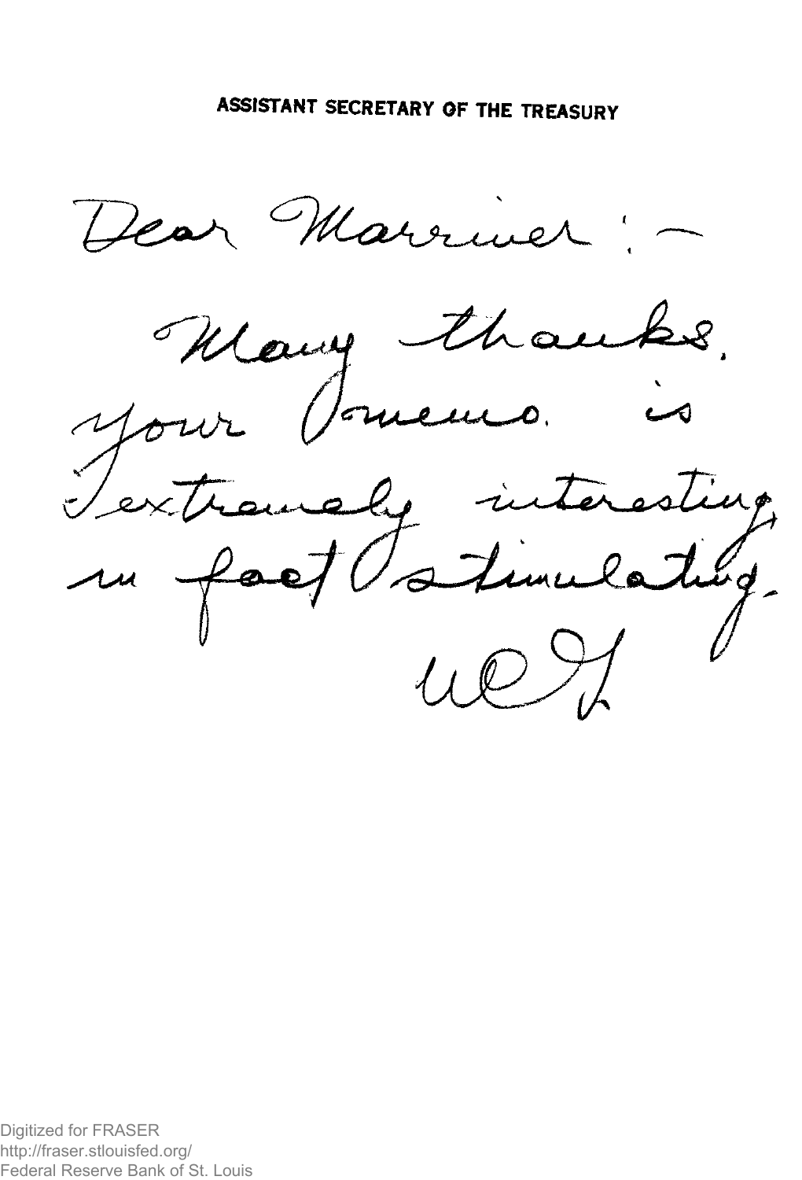ASSISTANT SECRETARY OF THE TREASURY

Dear Marriner:—

Many thanks. Your memo. is extremely interesting, in fact stimulating.

WCT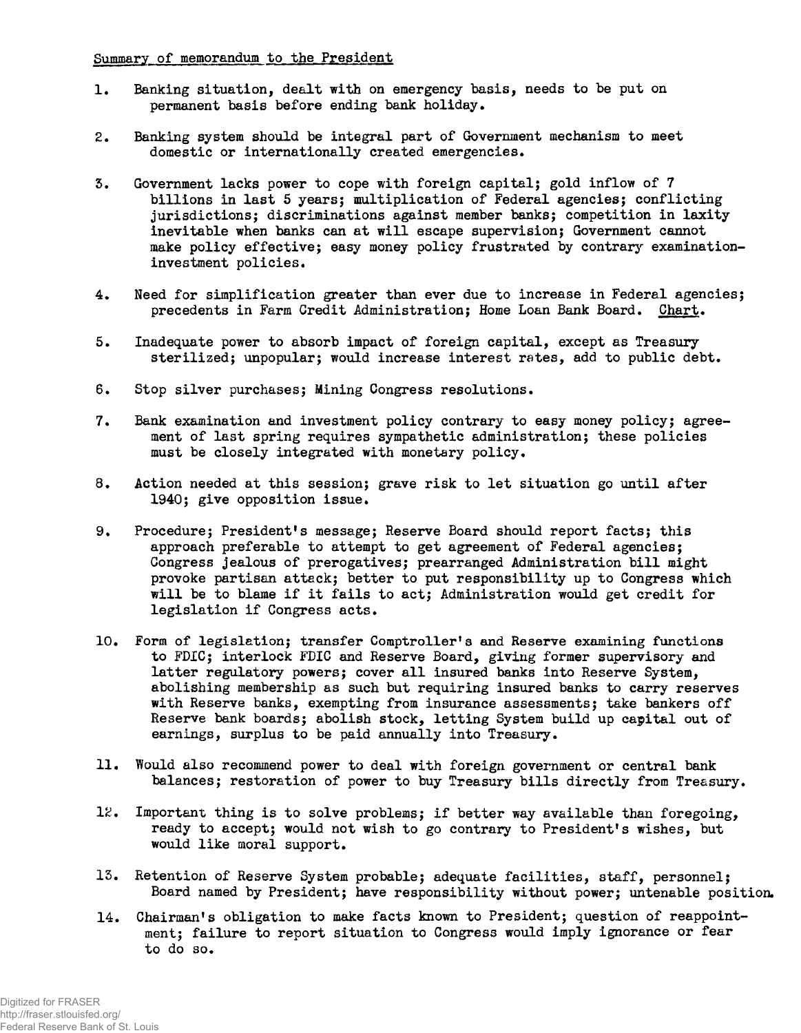Summary of memorandum to the President

1. Banking situation, dealt with on emergency basis, needs to be put on permanent basis before ending bank holiday.

2. Banking system should be integral part of Government mechanism to meet domestic or internationally created emergencies.

3. Government lacks power to cope with foreign capital; gold inflow of 7 billions in last 5 years; multiplication of Federal agencies; conflicting jurisdictions; discriminations against member banks; competition in laxity inevitable when banks can at will escape supervision; Government cannot make policy effective; easy money policy frustrated by contrary examination-investment policies.

4. Need for simplification greater than ever due to increase in Federal agencies; precedents in Farm Credit Administration; Home Loan Bank Board. Chart.

5. Inadequate power to absorb impact of foreign capital, except as Treasury sterilized; unpopular; would increase interest rates, add to public debt.

6. Stop silver purchases; Mining Congress resolutions.

7. Bank examination and investment policy contrary to easy money policy; agreement of last spring requires sympathetic administration; these policies must be closely integrated with monetary policy.

8. Action needed at this session; grave risk to let situation go until after 1940; give opposition issue.

9. Procedure; President's message; Reserve Board should report facts; this approach preferable to attempt to get agreement of Federal agencies; Congress jealous of prerogatives; prearranged Administration bill might provoke partisan attack; better to put responsibility up to Congress which will be to blame if it fails to act; Administration would get credit for legislation if Congress acts.

10. Form of legislation; transfer Comptroller's and Reserve examining functions to FDIC; interlock FDIC and Reserve Board, giving former supervisory and latter regulatory powers; cover all insured banks into Reserve System, abolishing membership as such but requiring insured banks to carry reserves with Reserve banks, exempting from insurance assessments; take bankers off Reserve bank boards; abolish stock, letting System build up capital out of earnings, surplus to be paid annually into Treasury.

11. Would also recommend power to deal with foreign government or central bank balances; restoration of power to buy Treasury bills directly from Treasury.

12. Important thing is to solve problems; if better way available than foregoing, ready to accept; would not wish to go contrary to President's wishes, but would like moral support.

13. Retention of Reserve System probable; adequate facilities, staff, personnel; Board named by President; have responsibility without power; untenable position.

14. Chairman's obligation to make facts known to President; question of reappointment; failure to report situation to Congress would imply ignorance or fear to do so.